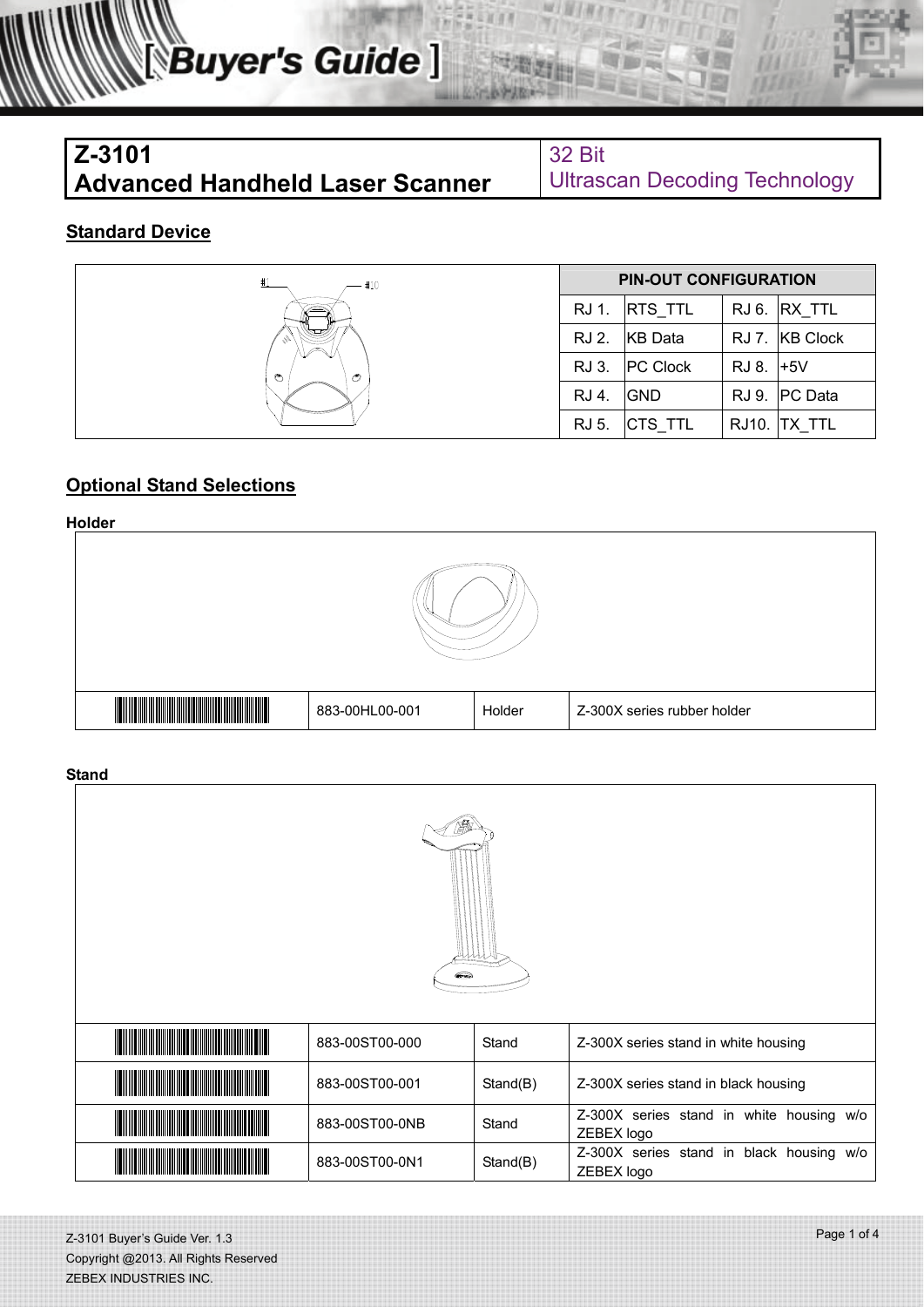# [ Buyer's Guide ]

| Z-3101 Advanced Handheld Laser Scanner | 32 Bit Ultrascan Decoding Technology |
|---|---|

## Standard Device

| PIN-OUT CONFIGURATION | | | |
|---|---|---|---|
| RJ 1. | RTS_TTL | RJ 6. | RX_TTL |
| RJ 2. | KB Data | RJ 7. | KB Clock |
| RJ 3. | PC Clock | RJ 8. | +5V |
| RJ 4. | GND | RJ 9. | PC Data |
| RJ 5. | CTS_TTL | RJ10. | TX_TTL |

## Optional Stand Selections

### Holder

| | | | |
|---|---|---|---|
| | 883-00HL00-001 | Holder | Z-300X series rubber holder |

### Stand

| | | | |
|---|---|---|---|
| | 883-00ST00-000 | Stand | Z-300X series stand in white housing |
| | 883-00ST00-001 | Stand(B) | Z-300X series stand in black housing |
| | 883-00ST00-0NB | Stand | Z-300X series stand in white housing w/o ZEBEX logo |
| | 883-00ST00-0N1 | Stand(B) | Z-300X series stand in black housing w/o ZEBEX logo |

Z-3101 Buyer's Guide Ver. 1.3
Copyright @2013. All Rights Reserved
ZEBEX INDUSTRIES INC.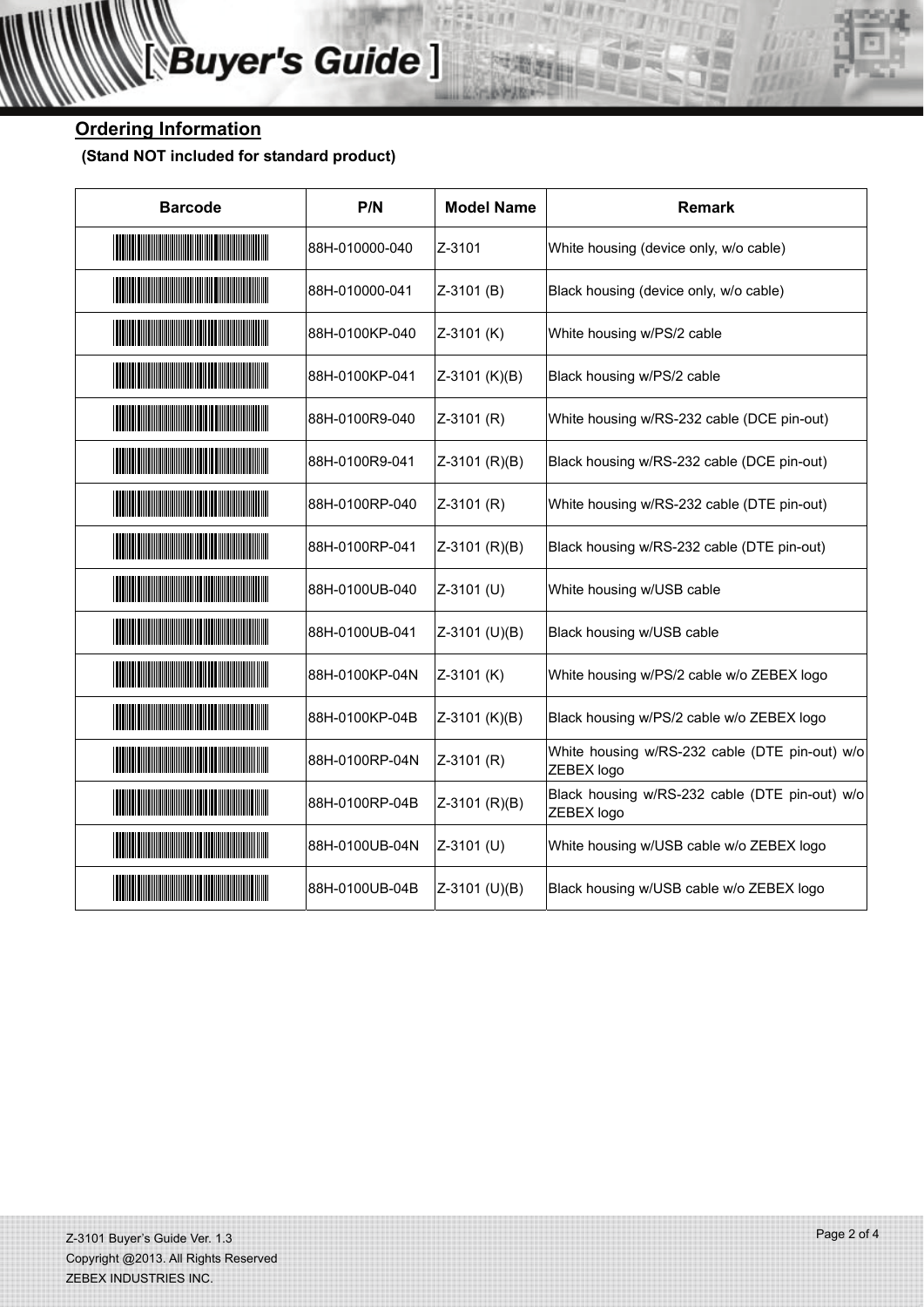## Ordering Information

**(Stand NOT included for standard product)**

| Barcode | P/N | Model Name | Remark |
|---|---|---|---|
| | 88H-010000-040 | Z-3101 | White housing (device only, w/o cable) |
| | 88H-010000-041 | Z-3101 (B) | Black housing (device only, w/o cable) |
| | 88H-0100KP-040 | Z-3101 (K) | White housing w/PS/2 cable |
| | 88H-0100KP-041 | Z-3101 (K)(B) | Black housing w/PS/2 cable |
| | 88H-0100R9-040 | Z-3101 (R) | White housing w/RS-232 cable (DCE pin-out) |
| | 88H-0100R9-041 | Z-3101 (R)(B) | Black housing w/RS-232 cable (DCE pin-out) |
| | 88H-0100RP-040 | Z-3101 (R) | White housing w/RS-232 cable (DTE pin-out) |
| | 88H-0100RP-041 | Z-3101 (R)(B) | Black housing w/RS-232 cable (DTE pin-out) |
| | 88H-0100UB-040 | Z-3101 (U) | White housing w/USB cable |
| | 88H-0100UB-041 | Z-3101 (U)(B) | Black housing w/USB cable |
| | 88H-0100KP-04N | Z-3101 (K) | White housing w/PS/2 cable w/o ZEBEX logo |
| | 88H-0100KP-04B | Z-3101 (K)(B) | Black housing w/PS/2 cable w/o ZEBEX logo |
| | 88H-0100RP-04N | Z-3101 (R) | White housing w/RS-232 cable (DTE pin-out) w/o ZEBEX logo |
| | 88H-0100RP-04B | Z-3101 (R)(B) | Black housing w/RS-232 cable (DTE pin-out) w/o ZEBEX logo |
| | 88H-0100UB-04N | Z-3101 (U) | White housing w/USB cable w/o ZEBEX logo |
| | 88H-0100UB-04B | Z-3101 (U)(B) | Black housing w/USB cable w/o ZEBEX logo |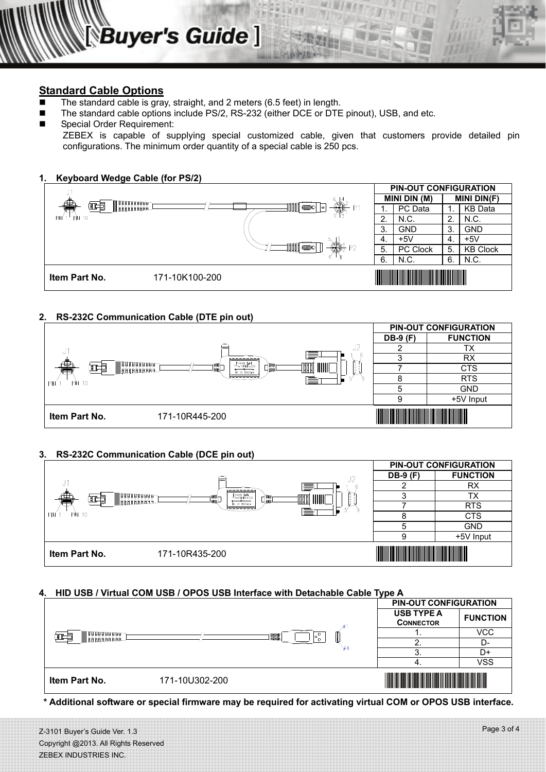## Standard Cable Options

- The standard cable is gray, straight, and 2 meters (6.5 feet) in length.
- The standard cable options include PS/2, RS-232 (either DCE or DTE pinout), USB, and etc.
- Special Order Requirement:

  ZEBEX is capable of supplying special customized cable, given that customers provide detailed pin configurations. The minimum order quantity of a special cable is 250 pcs.

### 1. Keyboard Wedge Cable (for PS/2)

| PIN-OUT CONFIGURATION | | | |
|---|---|---|---|
| MINI DIN (M) | | MINI DIN(F) | |
| 1. | PC Data | 1. | KB Data |
| 2. | N.C. | 2. | N.C. |
| 3. | GND | 3. | GND |
| 4. | +5V | 4. | +5V |
| 5. | PC Clock | 5. | KB Clock |
| 6. | N.C. | 6. | N.C. |

**Item Part No.** 171-10K100-200

### 2. RS-232C Communication Cable (DTE pin out)

| DB-9 (F) | FUNCTION |
|---|---|
| 2 | TX |
| 3 | RX |
| 7 | CTS |
| 8 | RTS |
| 5 | GND |
| 9 | +5V Input |

**Item Part No.** 171-10R445-200

### 3. RS-232C Communication Cable (DCE pin out)

| DB-9 (F) | FUNCTION |
|---|---|
| 2 | RX |
| 3 | TX |
| 7 | RTS |
| 8 | CTS |
| 5 | GND |
| 9 | +5V Input |

**Item Part No.** 171-10R435-200

### 4. HID USB / Virtual COM USB / OPOS USB Interface with Detachable Cable Type A

| USB TYPE A CONNECTOR | FUNCTION |
|---|---|
| 1. | VCC |
| 2. | D- |
| 3. | D+ |
| 4. | VSS |

**Item Part No.** 171-10U302-200

**\* Additional software or special firmware may be required for activating virtual COM or OPOS USB interface.**

Z-3101 Buyer's Guide Ver. 1.3
Copyright @2013. All Rights Reserved
ZEBEX INDUSTRIES INC.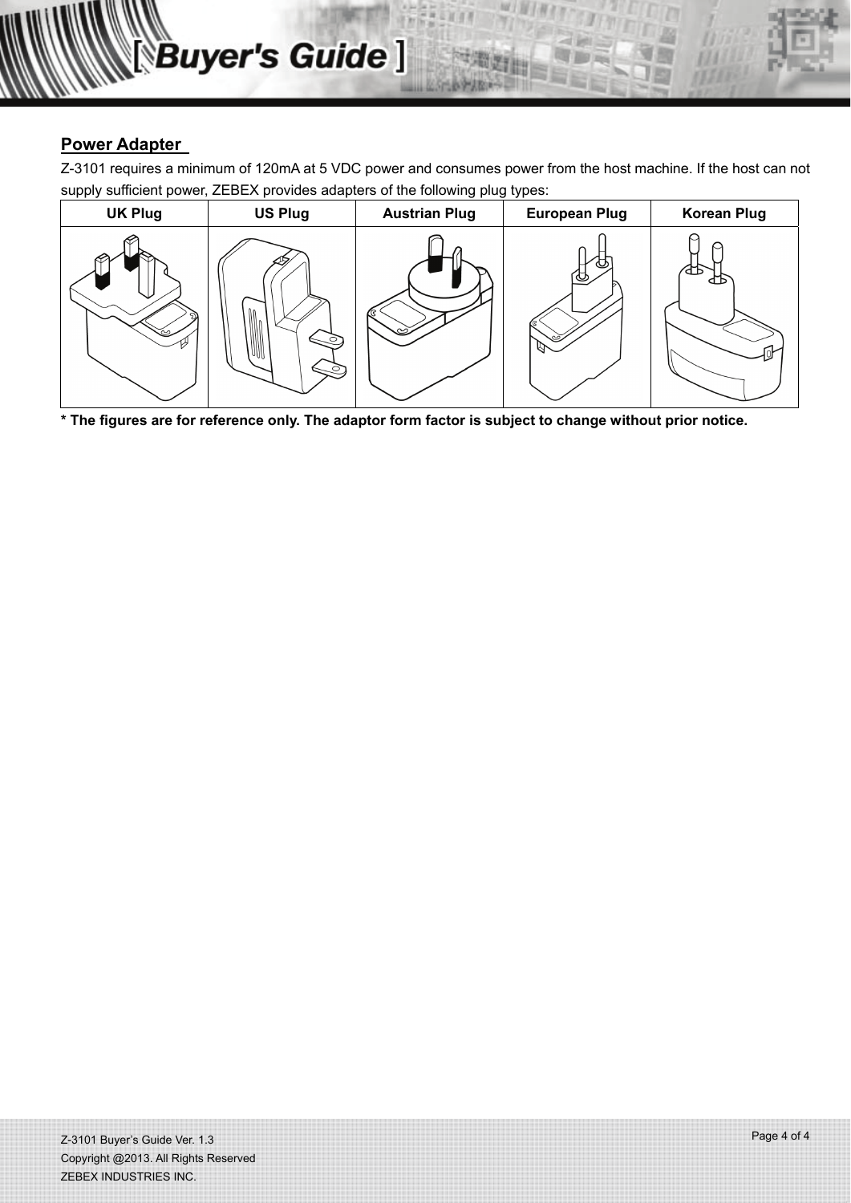## Power Adapter

Z-3101 requires a minimum of 120mA at 5 VDC power and consumes power from the host machine. If the host can not supply sufficient power, ZEBEX provides adapters of the following plug types:

| UK Plug | US Plug | Austrian Plug | European Plug | Korean Plug |
|---|---|---|---|---|
| | | | | |

**\* The figures are for reference only. The adaptor form factor is subject to change without prior notice.**